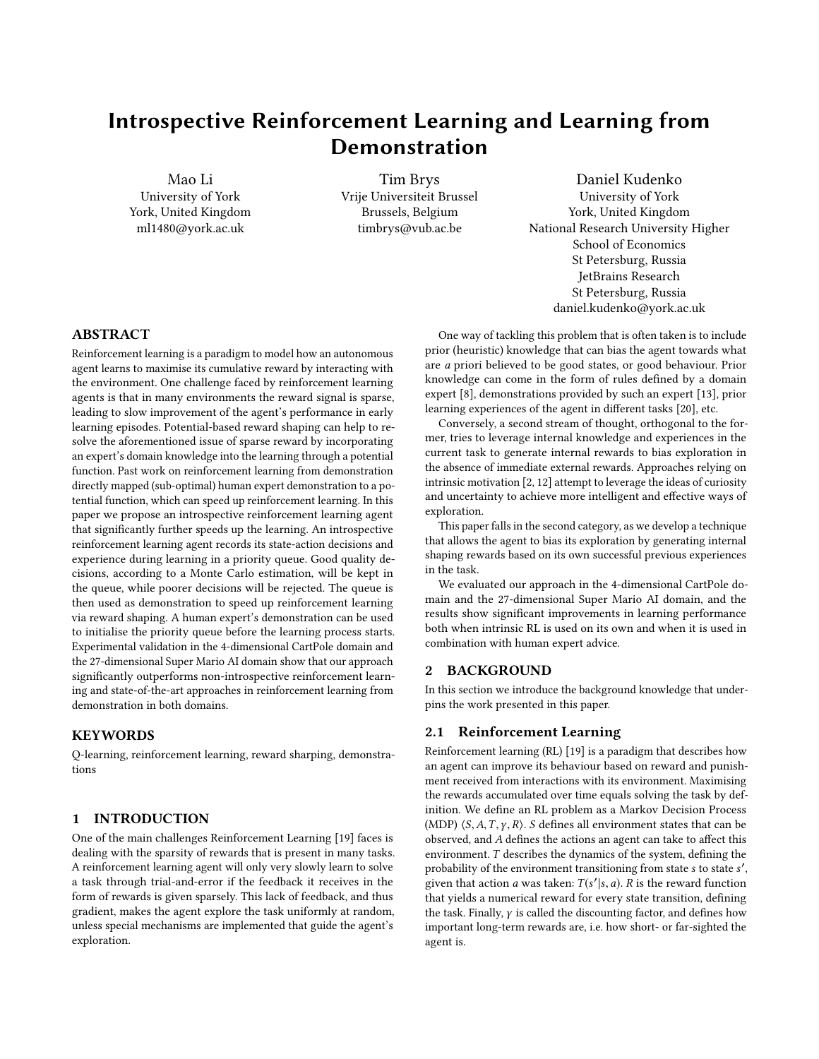# Introspective Reinforcement Learning and Learning from Demonstration

Mao Li
University of York
York, United Kingdom
ml1480@york.ac.uk

Tim Brys
Vrije Universiteit Brussel
Brussels, Belgium
timbrys@vub.ac.be

Daniel Kudenko
University of York
York, United Kingdom
National Research University Higher School of Economics
St Petersburg, Russia
JetBrains Research
St Petersburg, Russia
daniel.kudenko@york.ac.uk

## ABSTRACT

Reinforcement learning is a paradigm to model how an autonomous agent learns to maximise its cumulative reward by interacting with the environment. One challenge faced by reinforcement learning agents is that in many environments the reward signal is sparse, leading to slow improvement of the agent's performance in early learning episodes. Potential-based reward shaping can help to resolve the aforementioned issue of sparse reward by incorporating an expert's domain knowledge into the learning through a potential function. Past work on reinforcement learning from demonstration directly mapped (sub-optimal) human expert demonstration to a potential function, which can speed up reinforcement learning. In this paper we propose an introspective reinforcement learning agent that significantly further speeds up the learning. An introspective reinforcement learning agent records its state-action decisions and experience during learning in a priority queue. Good quality decisions, according to a Monte Carlo estimation, will be kept in the queue, while poorer decisions will be rejected. The queue is then used as demonstration to speed up reinforcement learning via reward shaping. A human expert's demonstration can be used to initialise the priority queue before the learning process starts. Experimental validation in the 4-dimensional CartPole domain and the 27-dimensional Super Mario AI domain show that our approach significantly outperforms non-introspective reinforcement learning and state-of-the-art approaches in reinforcement learning from demonstration in both domains.

## KEYWORDS

Q-learning, reinforcement learning, reward sharping, demonstrations

## 1 INTRODUCTION

One of the main challenges Reinforcement Learning [19] faces is dealing with the sparsity of rewards that is present in many tasks. A reinforcement learning agent will only very slowly learn to solve a task through trial-and-error if the feedback it receives in the form of rewards is given sparsely. This lack of feedback, and thus gradient, makes the agent explore the task uniformly at random, unless special mechanisms are implemented that guide the agent's exploration.

One way of tackling this problem that is often taken is to include prior (heuristic) knowledge that can bias the agent towards what are *a* priori believed to be good states, or good behaviour. Prior knowledge can come in the form of rules defined by a domain expert [8], demonstrations provided by such an expert [13], prior learning experiences of the agent in different tasks [20], etc.

Conversely, a second stream of thought, orthogonal to the former, tries to leverage internal knowledge and experiences in the current task to generate internal rewards to bias exploration in the absence of immediate external rewards. Approaches relying on intrinsic motivation [2, 12] attempt to leverage the ideas of curiosity and uncertainty to achieve more intelligent and effective ways of exploration.

This paper falls in the second category, as we develop a technique that allows the agent to bias its exploration by generating internal shaping rewards based on its own successful previous experiences in the task.

We evaluated our approach in the 4-dimensional CartPole domain and the 27-dimensional Super Mario AI domain, and the results show significant improvements in learning performance both when intrinsic RL is used on its own and when it is used in combination with human expert advice.

## 2 BACKGROUND

In this section we introduce the background knowledge that underpins the work presented in this paper.

### 2.1 Reinforcement Learning

Reinforcement learning (RL) [19] is a paradigm that describes how an agent can improve its behaviour based on reward and punishment received from interactions with its environment. Maximising the rewards accumulated over time equals solving the task by definition. We define an RL problem as a Markov Decision Process (MDP) $\langle S, A, T, \gamma, R \rangle$. $S$ defines all environment states that can be observed, and $A$ defines the actions an agent can take to affect this environment. $T$ describes the dynamics of the system, defining the probability of the environment transitioning from state $s$ to state $s'$, given that action $a$ was taken: $T(s'|s, a)$. $R$ is the reward function that yields a numerical reward for every state transition, defining the task. Finally, $\gamma$ is called the discounting factor, and defines how important long-term rewards are, i.e. how short- or far-sighted the agent is.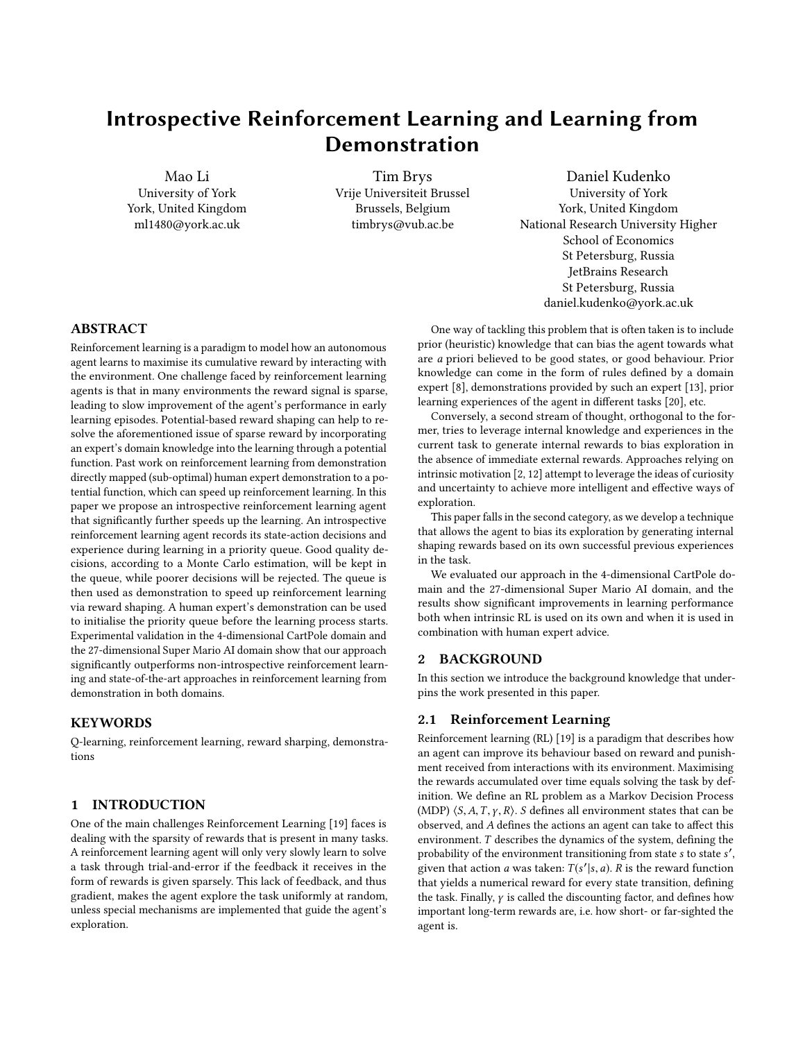# Introspective Reinforcement Learning and Learning from Demonstration

Mao Li
University of York
York, United Kingdom
ml1480@york.ac.uk

Tim Brys
Vrije Universiteit Brussel
Brussels, Belgium
timbrys@vub.ac.be

Daniel Kudenko
University of York
York, United Kingdom
National Research University Higher School of Economics
St Petersburg, Russia
JetBrains Research
St Petersburg, Russia
daniel.kudenko@york.ac.uk

## ABSTRACT

Reinforcement learning is a paradigm to model how an autonomous agent learns to maximise its cumulative reward by interacting with the environment. One challenge faced by reinforcement learning agents is that in many environments the reward signal is sparse, leading to slow improvement of the agent's performance in early learning episodes. Potential-based reward shaping can help to resolve the aforementioned issue of sparse reward by incorporating an expert's domain knowledge into the learning through a potential function. Past work on reinforcement learning from demonstration directly mapped (sub-optimal) human expert demonstration to a potential function, which can speed up reinforcement learning. In this paper we propose an introspective reinforcement learning agent that significantly further speeds up the learning. An introspective reinforcement learning agent records its state-action decisions and experience during learning in a priority queue. Good quality decisions, according to a Monte Carlo estimation, will be kept in the queue, while poorer decisions will be rejected. The queue is then used as demonstration to speed up reinforcement learning via reward shaping. A human expert's demonstration can be used to initialise the priority queue before the learning process starts. Experimental validation in the 4-dimensional CartPole domain and the 27-dimensional Super Mario AI domain show that our approach significantly outperforms non-introspective reinforcement learning and state-of-the-art approaches in reinforcement learning from demonstration in both domains.

## KEYWORDS

Q-learning, reinforcement learning, reward sharping, demonstrations

## 1 INTRODUCTION

One of the main challenges Reinforcement Learning [19] faces is dealing with the sparsity of rewards that is present in many tasks. A reinforcement learning agent will only very slowly learn to solve a task through trial-and-error if the feedback it receives in the form of rewards is given sparsely. This lack of feedback, and thus gradient, makes the agent explore the task uniformly at random, unless special mechanisms are implemented that guide the agent's exploration.

One way of tackling this problem that is often taken is to include prior (heuristic) knowledge that can bias the agent towards what are *a* priori believed to be good states, or good behaviour. Prior knowledge can come in the form of rules defined by a domain expert [8], demonstrations provided by such an expert [13], prior learning experiences of the agent in different tasks [20], etc.

Conversely, a second stream of thought, orthogonal to the former, tries to leverage internal knowledge and experiences in the current task to generate internal rewards to bias exploration in the absence of immediate external rewards. Approaches relying on intrinsic motivation [2, 12] attempt to leverage the ideas of curiosity and uncertainty to achieve more intelligent and effective ways of exploration.

This paper falls in the second category, as we develop a technique that allows the agent to bias its exploration by generating internal shaping rewards based on its own successful previous experiences in the task.

We evaluated our approach in the 4-dimensional CartPole domain and the 27-dimensional Super Mario AI domain, and the results show significant improvements in learning performance both when intrinsic RL is used on its own and when it is used in combination with human expert advice.

## 2 BACKGROUND

In this section we introduce the background knowledge that underpins the work presented in this paper.

### 2.1 Reinforcement Learning

Reinforcement learning (RL) [19] is a paradigm that describes how an agent can improve its behaviour based on reward and punishment received from interactions with its environment. Maximising the rewards accumulated over time equals solving the task by definition. We define an RL problem as a Markov Decision Process (MDP) $\langle S, A, T, \gamma, R \rangle$. $S$ defines all environment states that can be observed, and $A$ defines the actions an agent can take to affect this environment. $T$ describes the dynamics of the system, defining the probability of the environment transitioning from state $s$ to state $s'$, given that action $a$ was taken: $T(s'|s, a)$. $R$ is the reward function that yields a numerical reward for every state transition, defining the task. Finally, $\gamma$ is called the discounting factor, and defines how important long-term rewards are, i.e. how short- or far-sighted the agent is.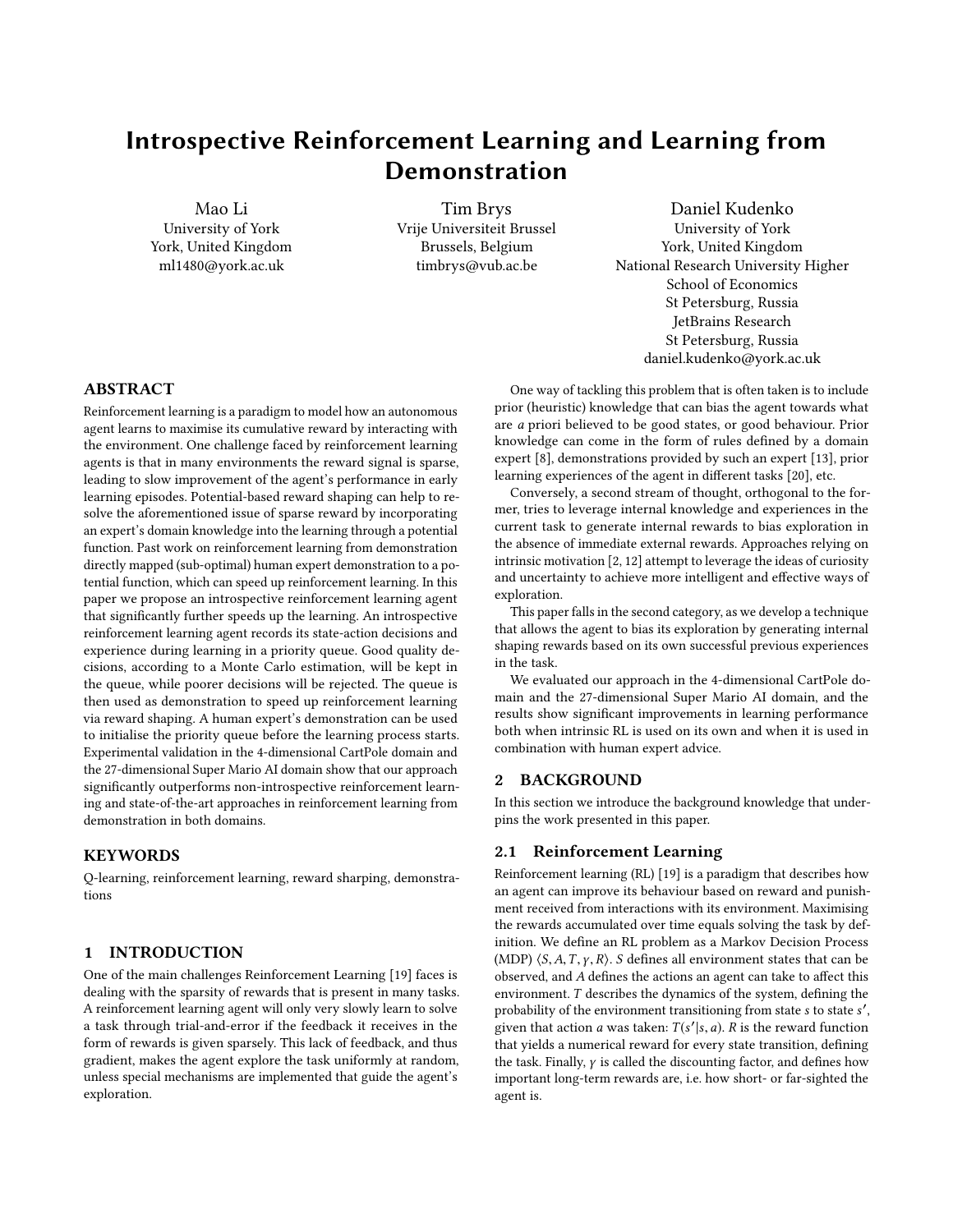# Introspective Reinforcement Learning and Learning from Demonstration

Mao Li
University of York
York, United Kingdom
ml1480@york.ac.uk

Tim Brys
Vrije Universiteit Brussel
Brussels, Belgium
timbrys@vub.ac.be

Daniel Kudenko
University of York
York, United Kingdom
National Research University Higher School of Economics
St Petersburg, Russia
JetBrains Research
St Petersburg, Russia
daniel.kudenko@york.ac.uk

## ABSTRACT

Reinforcement learning is a paradigm to model how an autonomous agent learns to maximise its cumulative reward by interacting with the environment. One challenge faced by reinforcement learning agents is that in many environments the reward signal is sparse, leading to slow improvement of the agent's performance in early learning episodes. Potential-based reward shaping can help to resolve the aforementioned issue of sparse reward by incorporating an expert's domain knowledge into the learning through a potential function. Past work on reinforcement learning from demonstration directly mapped (sub-optimal) human expert demonstration to a potential function, which can speed up reinforcement learning. In this paper we propose an introspective reinforcement learning agent that significantly further speeds up the learning. An introspective reinforcement learning agent records its state-action decisions and experience during learning in a priority queue. Good quality decisions, according to a Monte Carlo estimation, will be kept in the queue, while poorer decisions will be rejected. The queue is then used as demonstration to speed up reinforcement learning via reward shaping. A human expert's demonstration can be used to initialise the priority queue before the learning process starts. Experimental validation in the 4-dimensional CartPole domain and the 27-dimensional Super Mario AI domain show that our approach significantly outperforms non-introspective reinforcement learning and state-of-the-art approaches in reinforcement learning from demonstration in both domains.

## KEYWORDS

Q-learning, reinforcement learning, reward sharping, demonstrations

## 1 INTRODUCTION

One of the main challenges Reinforcement Learning [19] faces is dealing with the sparsity of rewards that is present in many tasks. A reinforcement learning agent will only very slowly learn to solve a task through trial-and-error if the feedback it receives in the form of rewards is given sparsely. This lack of feedback, and thus gradient, makes the agent explore the task uniformly at random, unless special mechanisms are implemented that guide the agent's exploration.

One way of tackling this problem that is often taken is to include prior (heuristic) knowledge that can bias the agent towards what are *a* priori believed to be good states, or good behaviour. Prior knowledge can come in the form of rules defined by a domain expert [8], demonstrations provided by such an expert [13], prior learning experiences of the agent in different tasks [20], etc.

Conversely, a second stream of thought, orthogonal to the former, tries to leverage internal knowledge and experiences in the current task to generate internal rewards to bias exploration in the absence of immediate external rewards. Approaches relying on intrinsic motivation [2, 12] attempt to leverage the ideas of curiosity and uncertainty to achieve more intelligent and effective ways of exploration.

This paper falls in the second category, as we develop a technique that allows the agent to bias its exploration by generating internal shaping rewards based on its own successful previous experiences in the task.

We evaluated our approach in the 4-dimensional CartPole domain and the 27-dimensional Super Mario AI domain, and the results show significant improvements in learning performance both when intrinsic RL is used on its own and when it is used in combination with human expert advice.

## 2 BACKGROUND

In this section we introduce the background knowledge that underpins the work presented in this paper.

### 2.1 Reinforcement Learning

Reinforcement learning (RL) [19] is a paradigm that describes how an agent can improve its behaviour based on reward and punishment received from interactions with its environment. Maximising the rewards accumulated over time equals solving the task by definition. We define an RL problem as a Markov Decision Process (MDP) $\langle S, A, T, \gamma, R \rangle$. $S$ defines all environment states that can be observed, and $A$ defines the actions an agent can take to affect this environment. $T$ describes the dynamics of the system, defining the probability of the environment transitioning from state $s$ to state $s'$, given that action $a$ was taken: $T(s'|s, a)$. $R$ is the reward function that yields a numerical reward for every state transition, defining the task. Finally, $\gamma$ is called the discounting factor, and defines how important long-term rewards are, i.e. how short- or far-sighted the agent is.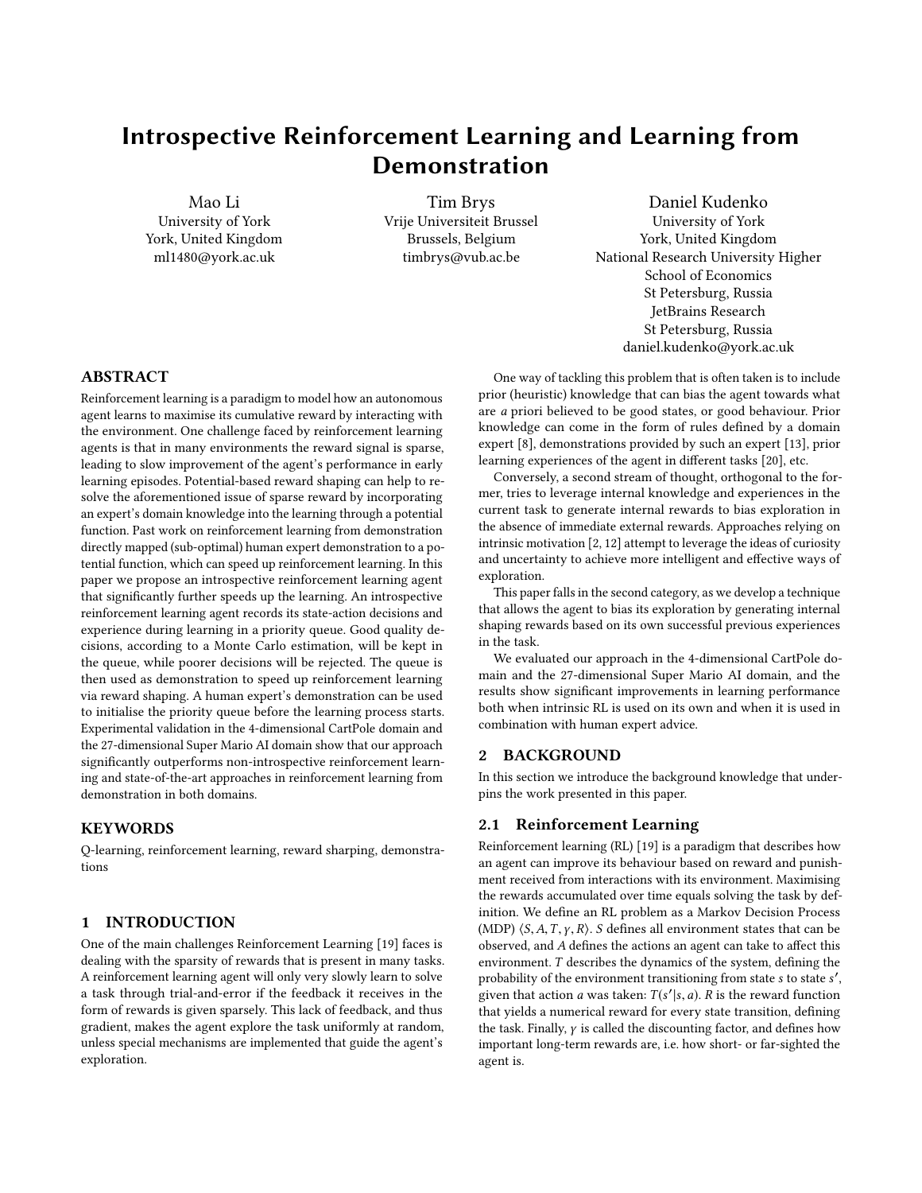# Introspective Reinforcement Learning and Learning from Demonstration

Mao Li
University of York
York, United Kingdom
ml1480@york.ac.uk

Tim Brys
Vrije Universiteit Brussel
Brussels, Belgium
timbrys@vub.ac.be

Daniel Kudenko
University of York
York, United Kingdom
National Research University Higher School of Economics
St Petersburg, Russia
JetBrains Research
St Petersburg, Russia
daniel.kudenko@york.ac.uk

## ABSTRACT

Reinforcement learning is a paradigm to model how an autonomous agent learns to maximise its cumulative reward by interacting with the environment. One challenge faced by reinforcement learning agents is that in many environments the reward signal is sparse, leading to slow improvement of the agent's performance in early learning episodes. Potential-based reward shaping can help to resolve the aforementioned issue of sparse reward by incorporating an expert's domain knowledge into the learning through a potential function. Past work on reinforcement learning from demonstration directly mapped (sub-optimal) human expert demonstration to a potential function, which can speed up reinforcement learning. In this paper we propose an introspective reinforcement learning agent that significantly further speeds up the learning. An introspective reinforcement learning agent records its state-action decisions and experience during learning in a priority queue. Good quality decisions, according to a Monte Carlo estimation, will be kept in the queue, while poorer decisions will be rejected. The queue is then used as demonstration to speed up reinforcement learning via reward shaping. A human expert's demonstration can be used to initialise the priority queue before the learning process starts. Experimental validation in the 4-dimensional CartPole domain and the 27-dimensional Super Mario AI domain show that our approach significantly outperforms non-introspective reinforcement learning and state-of-the-art approaches in reinforcement learning from demonstration in both domains.

## KEYWORDS

Q-learning, reinforcement learning, reward sharping, demonstrations

## 1 INTRODUCTION

One of the main challenges Reinforcement Learning [19] faces is dealing with the sparsity of rewards that is present in many tasks. A reinforcement learning agent will only very slowly learn to solve a task through trial-and-error if the feedback it receives in the form of rewards is given sparsely. This lack of feedback, and thus gradient, makes the agent explore the task uniformly at random, unless special mechanisms are implemented that guide the agent's exploration.

One way of tackling this problem that is often taken is to include prior (heuristic) knowledge that can bias the agent towards what are *a* priori believed to be good states, or good behaviour. Prior knowledge can come in the form of rules defined by a domain expert [8], demonstrations provided by such an expert [13], prior learning experiences of the agent in different tasks [20], etc.

Conversely, a second stream of thought, orthogonal to the former, tries to leverage internal knowledge and experiences in the current task to generate internal rewards to bias exploration in the absence of immediate external rewards. Approaches relying on intrinsic motivation [2, 12] attempt to leverage the ideas of curiosity and uncertainty to achieve more intelligent and effective ways of exploration.

This paper falls in the second category, as we develop a technique that allows the agent to bias its exploration by generating internal shaping rewards based on its own successful previous experiences in the task.

We evaluated our approach in the 4-dimensional CartPole domain and the 27-dimensional Super Mario AI domain, and the results show significant improvements in learning performance both when intrinsic RL is used on its own and when it is used in combination with human expert advice.

## 2 BACKGROUND

In this section we introduce the background knowledge that underpins the work presented in this paper.

### 2.1 Reinforcement Learning

Reinforcement learning (RL) [19] is a paradigm that describes how an agent can improve its behaviour based on reward and punishment received from interactions with its environment. Maximising the rewards accumulated over time equals solving the task by definition. We define an RL problem as a Markov Decision Process (MDP) $\langle S, A, T, \gamma, R \rangle$. $S$ defines all environment states that can be observed, and $A$ defines the actions an agent can take to affect this environment. $T$ describes the dynamics of the system, defining the probability of the environment transitioning from state $s$ to state $s'$, given that action $a$ was taken: $T(s'|s, a)$. $R$ is the reward function that yields a numerical reward for every state transition, defining the task. Finally, $\gamma$ is called the discounting factor, and defines how important long-term rewards are, i.e. how short- or far-sighted the agent is.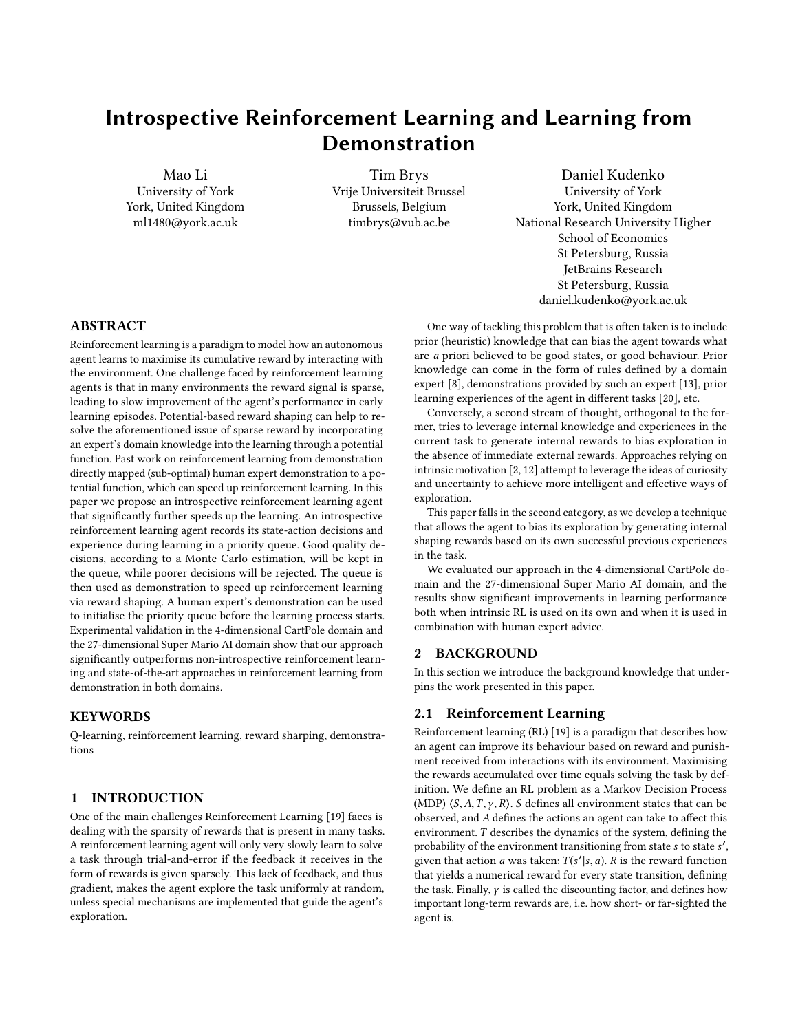# Introspective Reinforcement Learning and Learning from Demonstration

Mao Li
University of York
York, United Kingdom
ml1480@york.ac.uk

Tim Brys
Vrije Universiteit Brussel
Brussels, Belgium
timbrys@vub.ac.be

Daniel Kudenko
University of York
York, United Kingdom
National Research University Higher School of Economics
St Petersburg, Russia
JetBrains Research
St Petersburg, Russia
daniel.kudenko@york.ac.uk

## ABSTRACT

Reinforcement learning is a paradigm to model how an autonomous agent learns to maximise its cumulative reward by interacting with the environment. One challenge faced by reinforcement learning agents is that in many environments the reward signal is sparse, leading to slow improvement of the agent's performance in early learning episodes. Potential-based reward shaping can help to resolve the aforementioned issue of sparse reward by incorporating an expert's domain knowledge into the learning through a potential function. Past work on reinforcement learning from demonstration directly mapped (sub-optimal) human expert demonstration to a potential function, which can speed up reinforcement learning. In this paper we propose an introspective reinforcement learning agent that significantly further speeds up the learning. An introspective reinforcement learning agent records its state-action decisions and experience during learning in a priority queue. Good quality decisions, according to a Monte Carlo estimation, will be kept in the queue, while poorer decisions will be rejected. The queue is then used as demonstration to speed up reinforcement learning via reward shaping. A human expert's demonstration can be used to initialise the priority queue before the learning process starts. Experimental validation in the 4-dimensional CartPole domain and the 27-dimensional Super Mario AI domain show that our approach significantly outperforms non-introspective reinforcement learning and state-of-the-art approaches in reinforcement learning from demonstration in both domains.

## KEYWORDS

Q-learning, reinforcement learning, reward sharping, demonstrations

## 1 INTRODUCTION

One of the main challenges Reinforcement Learning [19] faces is dealing with the sparsity of rewards that is present in many tasks. A reinforcement learning agent will only very slowly learn to solve a task through trial-and-error if the feedback it receives in the form of rewards is given sparsely. This lack of feedback, and thus gradient, makes the agent explore the task uniformly at random, unless special mechanisms are implemented that guide the agent's exploration.

One way of tackling this problem that is often taken is to include prior (heuristic) knowledge that can bias the agent towards what are *a* priori believed to be good states, or good behaviour. Prior knowledge can come in the form of rules defined by a domain expert [8], demonstrations provided by such an expert [13], prior learning experiences of the agent in different tasks [20], etc.

Conversely, a second stream of thought, orthogonal to the former, tries to leverage internal knowledge and experiences in the current task to generate internal rewards to bias exploration in the absence of immediate external rewards. Approaches relying on intrinsic motivation [2, 12] attempt to leverage the ideas of curiosity and uncertainty to achieve more intelligent and effective ways of exploration.

This paper falls in the second category, as we develop a technique that allows the agent to bias its exploration by generating internal shaping rewards based on its own successful previous experiences in the task.

We evaluated our approach in the 4-dimensional CartPole domain and the 27-dimensional Super Mario AI domain, and the results show significant improvements in learning performance both when intrinsic RL is used on its own and when it is used in combination with human expert advice.

## 2 BACKGROUND

In this section we introduce the background knowledge that underpins the work presented in this paper.

### 2.1 Reinforcement Learning

Reinforcement learning (RL) [19] is a paradigm that describes how an agent can improve its behaviour based on reward and punishment received from interactions with its environment. Maximising the rewards accumulated over time equals solving the task by definition. We define an RL problem as a Markov Decision Process (MDP) $\langle S, A, T, \gamma, R \rangle$. $S$ defines all environment states that can be observed, and $A$ defines the actions an agent can take to affect this environment. $T$ describes the dynamics of the system, defining the probability of the environment transitioning from state $s$ to state $s'$, given that action $a$ was taken: $T(s'|s, a)$. $R$ is the reward function that yields a numerical reward for every state transition, defining the task. Finally, $\gamma$ is called the discounting factor, and defines how important long-term rewards are, i.e. how short- or far-sighted the agent is.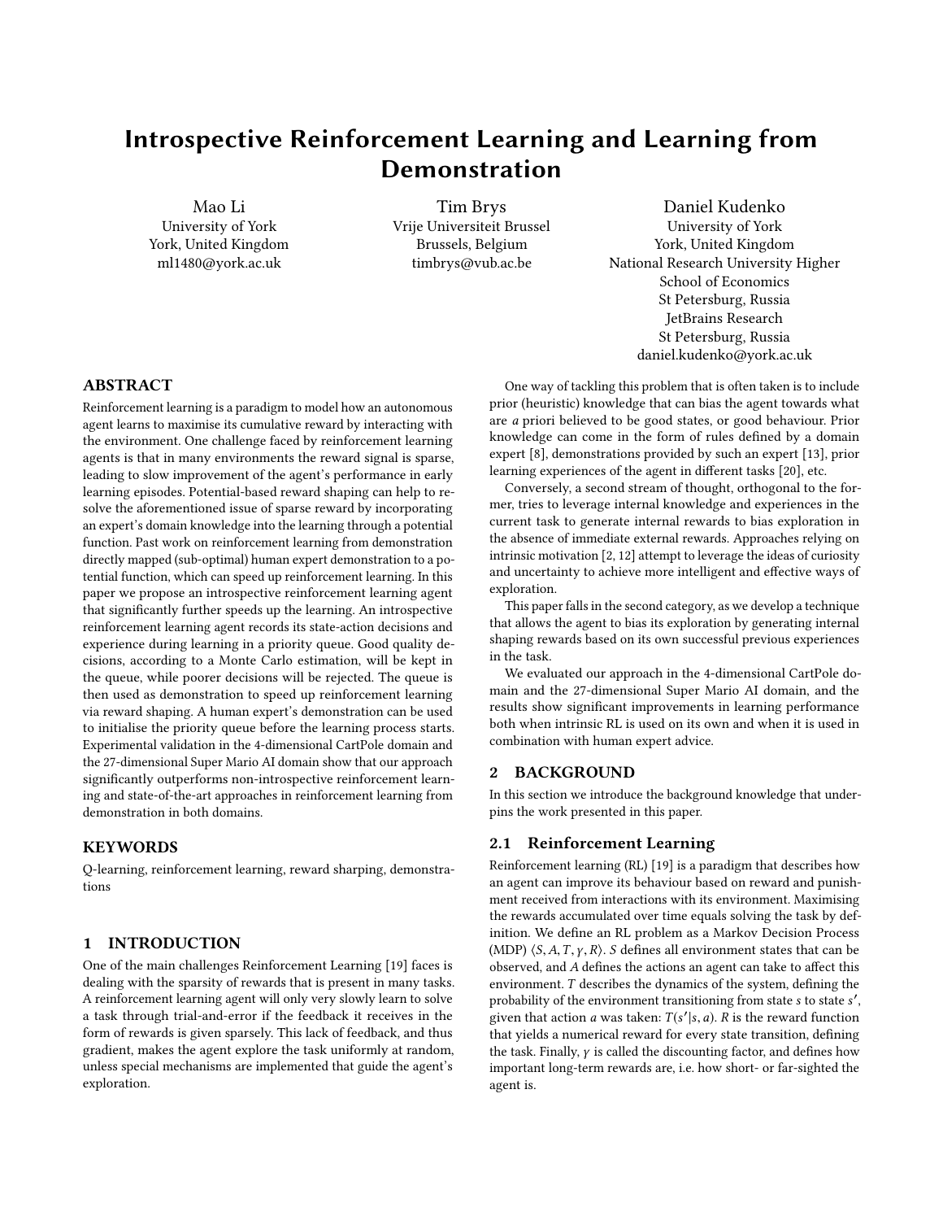# Introspective Reinforcement Learning and Learning from Demonstration

Mao Li
University of York
York, United Kingdom
ml1480@york.ac.uk

Tim Brys
Vrije Universiteit Brussel
Brussels, Belgium
timbrys@vub.ac.be

Daniel Kudenko
University of York
York, United Kingdom
National Research University Higher School of Economics
St Petersburg, Russia
JetBrains Research
St Petersburg, Russia
daniel.kudenko@york.ac.uk

## ABSTRACT

Reinforcement learning is a paradigm to model how an autonomous agent learns to maximise its cumulative reward by interacting with the environment. One challenge faced by reinforcement learning agents is that in many environments the reward signal is sparse, leading to slow improvement of the agent's performance in early learning episodes. Potential-based reward shaping can help to resolve the aforementioned issue of sparse reward by incorporating an expert's domain knowledge into the learning through a potential function. Past work on reinforcement learning from demonstration directly mapped (sub-optimal) human expert demonstration to a potential function, which can speed up reinforcement learning. In this paper we propose an introspective reinforcement learning agent that significantly further speeds up the learning. An introspective reinforcement learning agent records its state-action decisions and experience during learning in a priority queue. Good quality decisions, according to a Monte Carlo estimation, will be kept in the queue, while poorer decisions will be rejected. The queue is then used as demonstration to speed up reinforcement learning via reward shaping. A human expert's demonstration can be used to initialise the priority queue before the learning process starts. Experimental validation in the 4-dimensional CartPole domain and the 27-dimensional Super Mario AI domain show that our approach significantly outperforms non-introspective reinforcement learning and state-of-the-art approaches in reinforcement learning from demonstration in both domains.

## KEYWORDS

Q-learning, reinforcement learning, reward sharping, demonstrations

## 1 INTRODUCTION

One of the main challenges Reinforcement Learning [19] faces is dealing with the sparsity of rewards that is present in many tasks. A reinforcement learning agent will only very slowly learn to solve a task through trial-and-error if the feedback it receives in the form of rewards is given sparsely. This lack of feedback, and thus gradient, makes the agent explore the task uniformly at random, unless special mechanisms are implemented that guide the agent's exploration.

One way of tackling this problem that is often taken is to include prior (heuristic) knowledge that can bias the agent towards what are *a* priori believed to be good states, or good behaviour. Prior knowledge can come in the form of rules defined by a domain expert [8], demonstrations provided by such an expert [13], prior learning experiences of the agent in different tasks [20], etc.

Conversely, a second stream of thought, orthogonal to the former, tries to leverage internal knowledge and experiences in the current task to generate internal rewards to bias exploration in the absence of immediate external rewards. Approaches relying on intrinsic motivation [2, 12] attempt to leverage the ideas of curiosity and uncertainty to achieve more intelligent and effective ways of exploration.

This paper falls in the second category, as we develop a technique that allows the agent to bias its exploration by generating internal shaping rewards based on its own successful previous experiences in the task.

We evaluated our approach in the 4-dimensional CartPole domain and the 27-dimensional Super Mario AI domain, and the results show significant improvements in learning performance both when intrinsic RL is used on its own and when it is used in combination with human expert advice.

## 2 BACKGROUND

In this section we introduce the background knowledge that underpins the work presented in this paper.

### 2.1 Reinforcement Learning

Reinforcement learning (RL) [19] is a paradigm that describes how an agent can improve its behaviour based on reward and punishment received from interactions with its environment. Maximising the rewards accumulated over time equals solving the task by definition. We define an RL problem as a Markov Decision Process (MDP) $\langle S, A, T, \gamma, R \rangle$. $S$ defines all environment states that can be observed, and $A$ defines the actions an agent can take to affect this environment. $T$ describes the dynamics of the system, defining the probability of the environment transitioning from state $s$ to state $s'$, given that action $a$ was taken: $T(s'|s, a)$. $R$ is the reward function that yields a numerical reward for every state transition, defining the task. Finally, $\gamma$ is called the discounting factor, and defines how important long-term rewards are, i.e. how short- or far-sighted the agent is.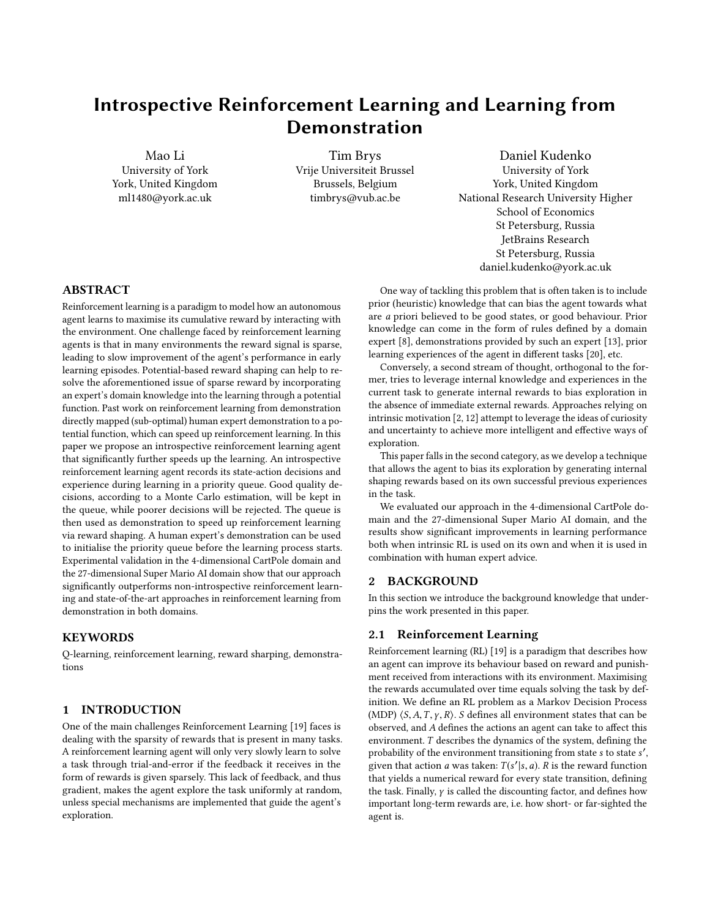# Introspective Reinforcement Learning and Learning from Demonstration

Mao Li
University of York
York, United Kingdom
ml1480@york.ac.uk

Tim Brys
Vrije Universiteit Brussel
Brussels, Belgium
timbrys@vub.ac.be

Daniel Kudenko
University of York
York, United Kingdom
National Research University Higher School of Economics
St Petersburg, Russia
JetBrains Research
St Petersburg, Russia
daniel.kudenko@york.ac.uk

## ABSTRACT

Reinforcement learning is a paradigm to model how an autonomous agent learns to maximise its cumulative reward by interacting with the environment. One challenge faced by reinforcement learning agents is that in many environments the reward signal is sparse, leading to slow improvement of the agent's performance in early learning episodes. Potential-based reward shaping can help to resolve the aforementioned issue of sparse reward by incorporating an expert's domain knowledge into the learning through a potential function. Past work on reinforcement learning from demonstration directly mapped (sub-optimal) human expert demonstration to a potential function, which can speed up reinforcement learning. In this paper we propose an introspective reinforcement learning agent that significantly further speeds up the learning. An introspective reinforcement learning agent records its state-action decisions and experience during learning in a priority queue. Good quality decisions, according to a Monte Carlo estimation, will be kept in the queue, while poorer decisions will be rejected. The queue is then used as demonstration to speed up reinforcement learning via reward shaping. A human expert's demonstration can be used to initialise the priority queue before the learning process starts. Experimental validation in the 4-dimensional CartPole domain and the 27-dimensional Super Mario AI domain show that our approach significantly outperforms non-introspective reinforcement learning and state-of-the-art approaches in reinforcement learning from demonstration in both domains.

## KEYWORDS

Q-learning, reinforcement learning, reward sharping, demonstrations

## 1 INTRODUCTION

One of the main challenges Reinforcement Learning [19] faces is dealing with the sparsity of rewards that is present in many tasks. A reinforcement learning agent will only very slowly learn to solve a task through trial-and-error if the feedback it receives in the form of rewards is given sparsely. This lack of feedback, and thus gradient, makes the agent explore the task uniformly at random, unless special mechanisms are implemented that guide the agent's exploration.

One way of tackling this problem that is often taken is to include prior (heuristic) knowledge that can bias the agent towards what are *a* priori believed to be good states, or good behaviour. Prior knowledge can come in the form of rules defined by a domain expert [8], demonstrations provided by such an expert [13], prior learning experiences of the agent in different tasks [20], etc.

Conversely, a second stream of thought, orthogonal to the former, tries to leverage internal knowledge and experiences in the current task to generate internal rewards to bias exploration in the absence of immediate external rewards. Approaches relying on intrinsic motivation [2, 12] attempt to leverage the ideas of curiosity and uncertainty to achieve more intelligent and effective ways of exploration.

This paper falls in the second category, as we develop a technique that allows the agent to bias its exploration by generating internal shaping rewards based on its own successful previous experiences in the task.

We evaluated our approach in the 4-dimensional CartPole domain and the 27-dimensional Super Mario AI domain, and the results show significant improvements in learning performance both when intrinsic RL is used on its own and when it is used in combination with human expert advice.

## 2 BACKGROUND

In this section we introduce the background knowledge that underpins the work presented in this paper.

### 2.1 Reinforcement Learning

Reinforcement learning (RL) [19] is a paradigm that describes how an agent can improve its behaviour based on reward and punishment received from interactions with its environment. Maximising the rewards accumulated over time equals solving the task by definition. We define an RL problem as a Markov Decision Process (MDP) $\langle S, A, T, \gamma, R \rangle$. $S$ defines all environment states that can be observed, and $A$ defines the actions an agent can take to affect this environment. $T$ describes the dynamics of the system, defining the probability of the environment transitioning from state $s$ to state $s'$, given that action $a$ was taken: $T(s'|s, a)$. $R$ is the reward function that yields a numerical reward for every state transition, defining the task. Finally, $\gamma$ is called the discounting factor, and defines how important long-term rewards are, i.e. how short- or far-sighted the agent is.